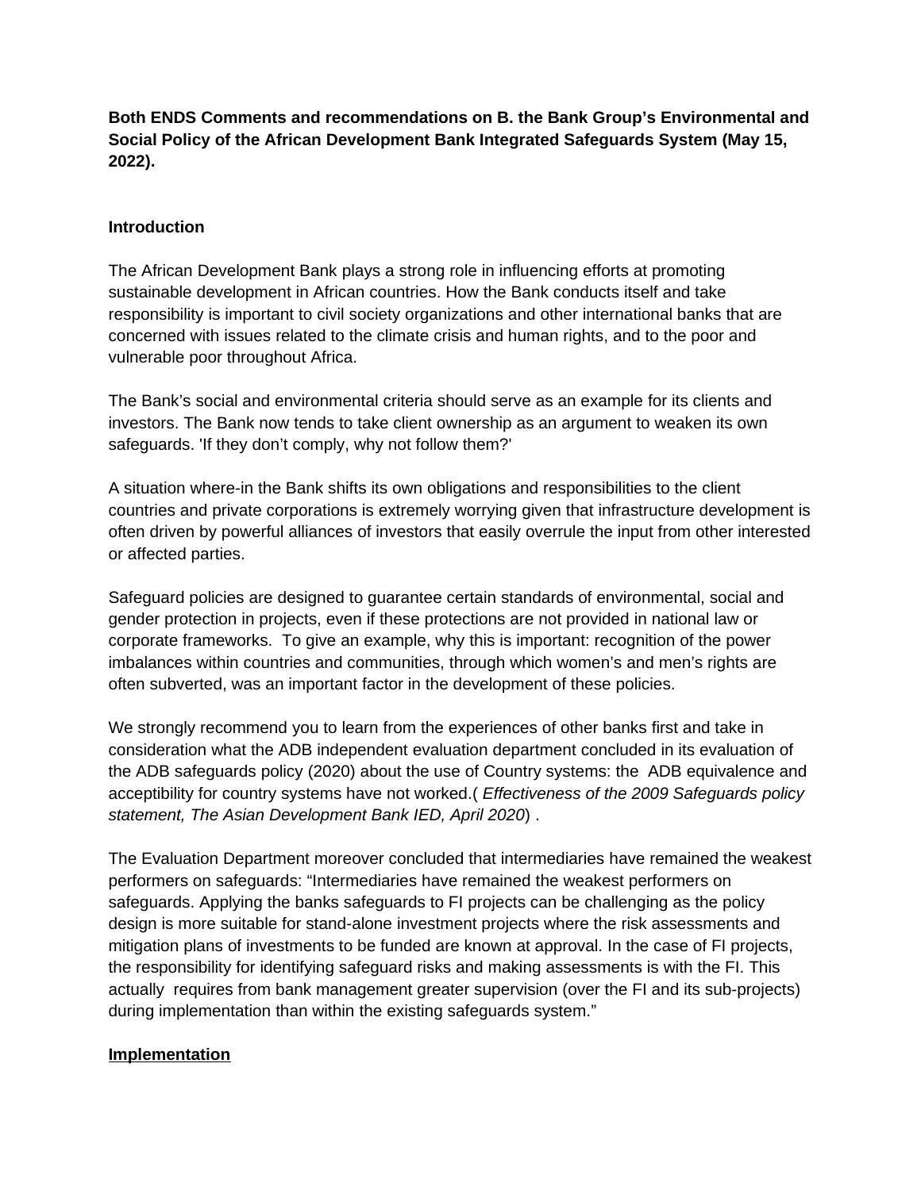**Both ENDS Comments and recommendations on B. the Bank Group's Environmental and Social Policy of the African Development Bank Integrated Safeguards System (May 15, 2022).**

**Introduction**

The African Development Bank plays a strong role in influencing efforts at promoting sustainable development in African countries. How the Bank conducts itself and take responsibility is important to civil society organizations and other international banks that are concerned with issues related to the climate crisis and human rights, and to the poor and vulnerable poor throughout Africa.

The Bank's social and environmental criteria should serve as an example for its clients and investors. The Bank now tends to take client ownership as an argument to weaken its own safeguards. 'If they don't comply, why not follow them?'

A situation where-in the Bank shifts its own obligations and responsibilities to the client countries and private corporations is extremely worrying given that infrastructure development is often driven by powerful alliances of investors that easily overrule the input from other interested or affected parties.

Safeguard policies are designed to guarantee certain standards of environmental, social and gender protection in projects, even if these protections are not provided in national law or corporate frameworks. To give an example, why this is important: recognition of the power imbalances within countries and communities, through which women's and men's rights are often subverted, was an important factor in the development of these policies.

We strongly recommend you to learn from the experiences of other banks first and take in consideration what the ADB independent evaluation department concluded in its evaluation of the ADB safeguards policy (2020) about the use of Country systems: the ADB equivalence and acceptibility for country systems have not worked.( *Effectiveness of the 2009 Safeguards policy statement, The Asian Development Bank IED, April 2020*) .

The Evaluation Department moreover concluded that intermediaries have remained the weakest performers on safeguards: "Intermediaries have remained the weakest performers on safeguards. Applying the banks safeguards to FI projects can be challenging as the policy design is more suitable for stand-alone investment projects where the risk assessments and mitigation plans of investments to be funded are known at approval. In the case of FI projects, the responsibility for identifying safeguard risks and making assessments is with the FI. This actually requires from bank management greater supervision (over the FI and its sub-projects) during implementation than within the existing safeguards system."

**Implementation**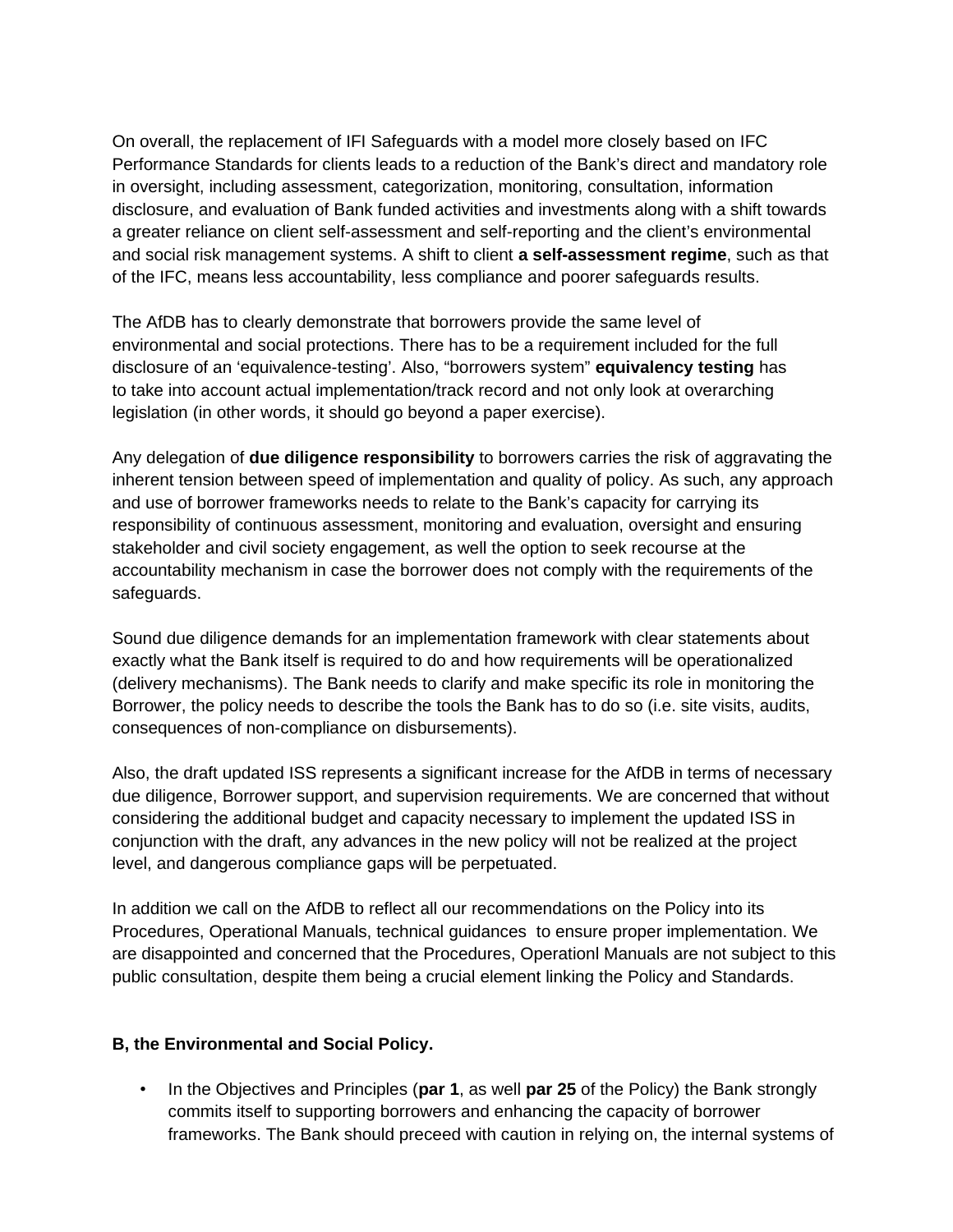On overall, the replacement of IFI Safeguards with a model more closely based on IFC Performance Standards for clients leads to a reduction of the Bank's direct and mandatory role in oversight, including assessment, categorization, monitoring, consultation, information disclosure, and evaluation of Bank funded activities and investments along with a shift towards a greater reliance on client self-assessment and self-reporting and the client's environmental and social risk management systems. A shift to client **a self-assessment regime**, such as that of the IFC, means less accountability, less compliance and poorer safeguards results.

The AfDB has to clearly demonstrate that borrowers provide the same level of environmental and social protections. There has to be a requirement included for the full disclosure of an 'equivalence-testing'. Also, "borrowers system" **equivalency testing** has to take into account actual implementation/track record and not only look at overarching legislation (in other words, it should go beyond a paper exercise).

Any delegation of **due diligence responsibility** to borrowers carries the risk of aggravating the inherent tension between speed of implementation and quality of policy. As such, any approach and use of borrower frameworks needs to relate to the Bank's capacity for carrying its responsibility of continuous assessment, monitoring and evaluation, oversight and ensuring stakeholder and civil society engagement, as well the option to seek recourse at the accountability mechanism in case the borrower does not comply with the requirements of the safeguards.

Sound due diligence demands for an implementation framework with clear statements about exactly what the Bank itself is required to do and how requirements will be operationalized (delivery mechanisms). The Bank needs to clarify and make specific its role in monitoring the Borrower, the policy needs to describe the tools the Bank has to do so (i.e. site visits, audits, consequences of non-compliance on disbursements).

Also, the draft updated ISS represents a significant increase for the AfDB in terms of necessary due diligence, Borrower support, and supervision requirements. We are concerned that without considering the additional budget and capacity necessary to implement the updated ISS in conjunction with the draft, any advances in the new policy will not be realized at the project level, and dangerous compliance gaps will be perpetuated.

In addition we call on the AfDB to reflect all our recommendations on the Policy into its Procedures, Operational Manuals, technical guidances to ensure proper implementation. We are disappointed and concerned that the Procedures, Operationl Manuals are not subject to this public consultation, despite them being a crucial element linking the Policy and Standards.

**B, the Environmental and Social Policy.**

- In the Objectives and Principles (**par 1**, as well **par 25** of the Policy) the Bank strongly commits itself to supporting borrowers and enhancing the capacity of borrower frameworks. The Bank should preceed with caution in relying on, the internal systems of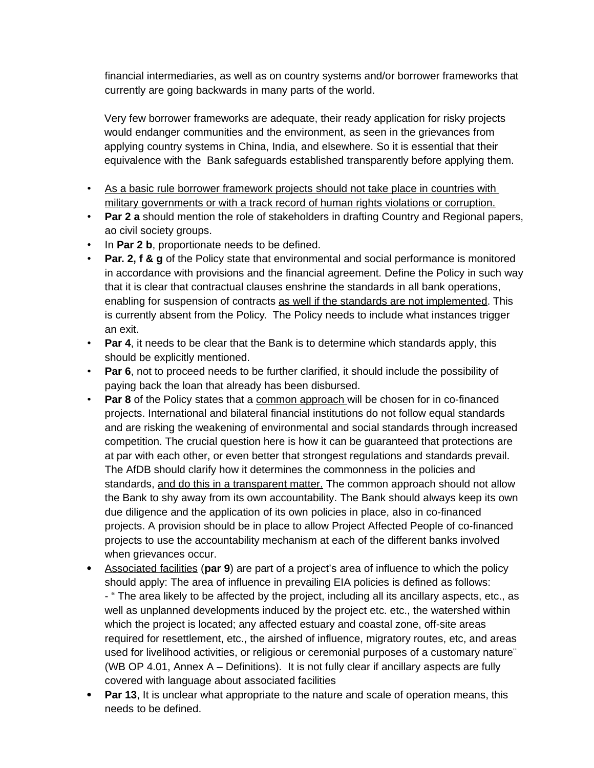financial intermediaries, as well as on country systems and/or borrower frameworks that currently are going backwards in many parts of the world.

Very few borrower frameworks are adequate, their ready application for risky projects would endanger communities and the environment, as seen in the grievances from applying country systems in China, India, and elsewhere. So it is essential that their equivalence with the Bank safeguards established transparently before applying them.

- <u>As a basic rule borrower framework projects should not take place in countries with military governments or with a track record of human rights violations or corruption.</u>
- **Par 2 a** should mention the role of stakeholders in drafting Country and Regional papers, ao civil society groups.
- In **Par 2 b**, proportionate needs to be defined.
- **Par. 2, f & g** of the Policy state that environmental and social performance is monitored in accordance with provisions and the financial agreement. Define the Policy in such way that it is clear that contractual clauses enshrine the standards in all bank operations, enabling for suspension of contracts <u>as well if the standards are not implemented</u>. This is currently absent from the Policy. The Policy needs to include what instances trigger an exit.
- **Par 4**, it needs to be clear that the Bank is to determine which standards apply, this should be explicitly mentioned.
- **Par 6**, not to proceed needs to be further clarified, it should include the possibility of paying back the loan that already has been disbursed.
- **Par 8** of the Policy states that a <u>common approach</u> will be chosen for in co-financed projects. International and bilateral financial institutions do not follow equal standards and are risking the weakening of environmental and social standards through increased competition. The crucial question here is how it can be guaranteed that protections are at par with each other, or even better that strongest regulations and standards prevail. The AfDB should clarify how it determines the commonness in the policies and standards, <u>and do this in a transparent matter.</u> The common approach should not allow the Bank to shy away from its own accountability. The Bank should always keep its own due diligence and the application of its own policies in place, also in co-financed projects. A provision should be in place to allow Project Affected People of co-financed projects to use the accountability mechanism at each of the different banks involved when grievances occur.
- <u>Associated facilities</u> (**par 9**) are part of a project's area of influence to which the policy should apply: The area of influence in prevailing EIA policies is defined as follows:
  - " The area likely to be affected by the project, including all its ancillary aspects, etc., as well as unplanned developments induced by the project etc. etc., the watershed within which the project is located; any affected estuary and coastal zone, off-site areas required for resettlement, etc., the airshed of influence, migratory routes, etc, and areas used for livelihood activities, or religious or ceremonial purposes of a customary nature¨ (WB OP 4.01, Annex A – Definitions). It is not fully clear if ancillary aspects are fully covered with language about associated facilities
- **Par 13**, It is unclear what appropriate to the nature and scale of operation means, this needs to be defined.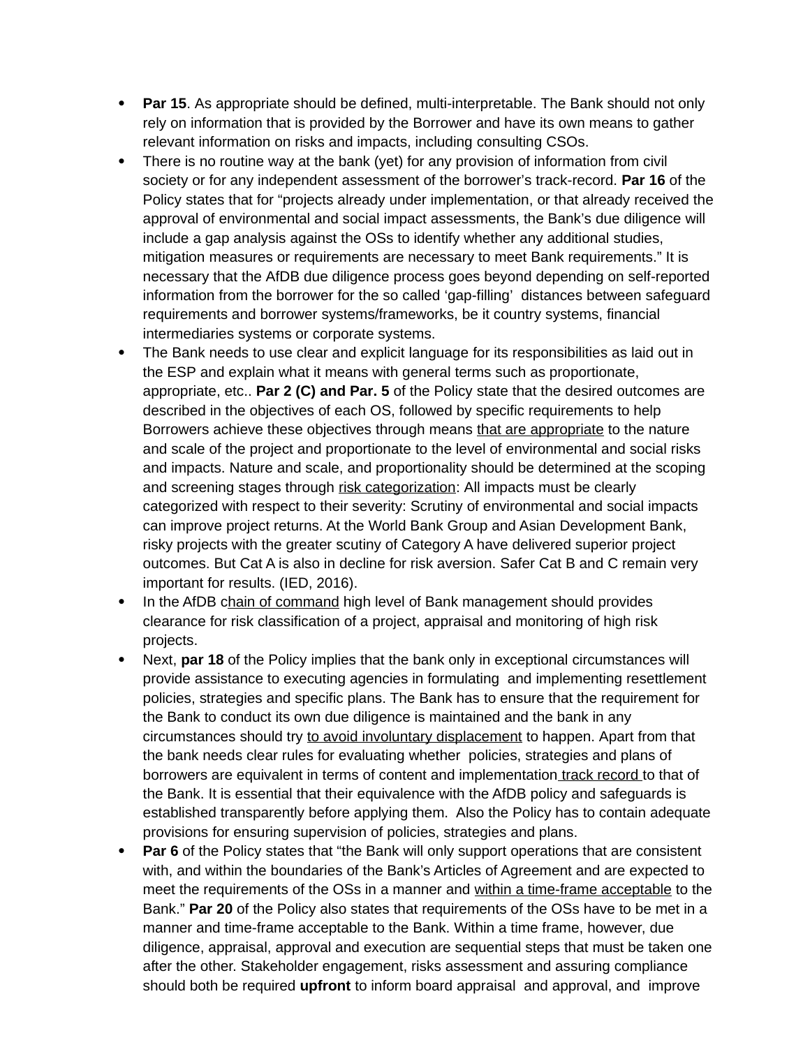- **Par 15**. As appropriate should be defined, multi-interpretable. The Bank should not only rely on information that is provided by the Borrower and have its own means to gather relevant information on risks and impacts, including consulting CSOs.
- There is no routine way at the bank (yet) for any provision of information from civil society or for any independent assessment of the borrower's track-record. **Par 16** of the Policy states that for "projects already under implementation, or that already received the approval of environmental and social impact assessments, the Bank's due diligence will include a gap analysis against the OSs to identify whether any additional studies, mitigation measures or requirements are necessary to meet Bank requirements." It is necessary that the AfDB due diligence process goes beyond depending on self-reported information from the borrower for the so called 'gap-filling' distances between safeguard requirements and borrower systems/frameworks, be it country systems, financial intermediaries systems or corporate systems.
- The Bank needs to use clear and explicit language for its responsibilities as laid out in the ESP and explain what it means with general terms such as proportionate, appropriate, etc.. **Par 2 (C) and Par. 5** of the Policy state that the desired outcomes are described in the objectives of each OS, followed by specific requirements to help Borrowers achieve these objectives through means <u>that are appropriate</u> to the nature and scale of the project and proportionate to the level of environmental and social risks and impacts. Nature and scale, and proportionality should be determined at the scoping and screening stages through <u>risk categorization</u>: All impacts must be clearly categorized with respect to their severity: Scrutiny of environmental and social impacts can improve project returns. At the World Bank Group and Asian Development Bank, risky projects with the greater scutiny of Category A have delivered superior project outcomes. But Cat A is also in decline for risk aversion. Safer Cat B and C remain very important for results. (IED, 2016).
- In the AfDB c<u>hain of command</u> high level of Bank management should provides clearance for risk classification of a project, appraisal and monitoring of high risk projects.
- Next, **par 18** of the Policy implies that the bank only in exceptional circumstances will provide assistance to executing agencies in formulating and implementing resettlement policies, strategies and specific plans. The Bank has to ensure that the requirement for the Bank to conduct its own due diligence is maintained and the bank in any circumstances should try <u>to avoid involuntary displacement</u> to happen. Apart from that the bank needs clear rules for evaluating whether policies, strategies and plans of borrowers are equivalent in terms of content and implementation<u> track record </u>to that of the Bank. It is essential that their equivalence with the AfDB policy and safeguards is established transparently before applying them. Also the Policy has to contain adequate provisions for ensuring supervision of policies, strategies and plans.
- **Par 6** of the Policy states that "the Bank will only support operations that are consistent with, and within the boundaries of the Bank's Articles of Agreement and are expected to meet the requirements of the OSs in a manner and <u>within a time-frame acceptable</u> to the Bank." **Par 20** of the Policy also states that requirements of the OSs have to be met in a manner and time-frame acceptable to the Bank. Within a time frame, however, due diligence, appraisal, approval and execution are sequential steps that must be taken one after the other. Stakeholder engagement, risks assessment and assuring compliance should both be required **upfront** to inform board appraisal and approval, and improve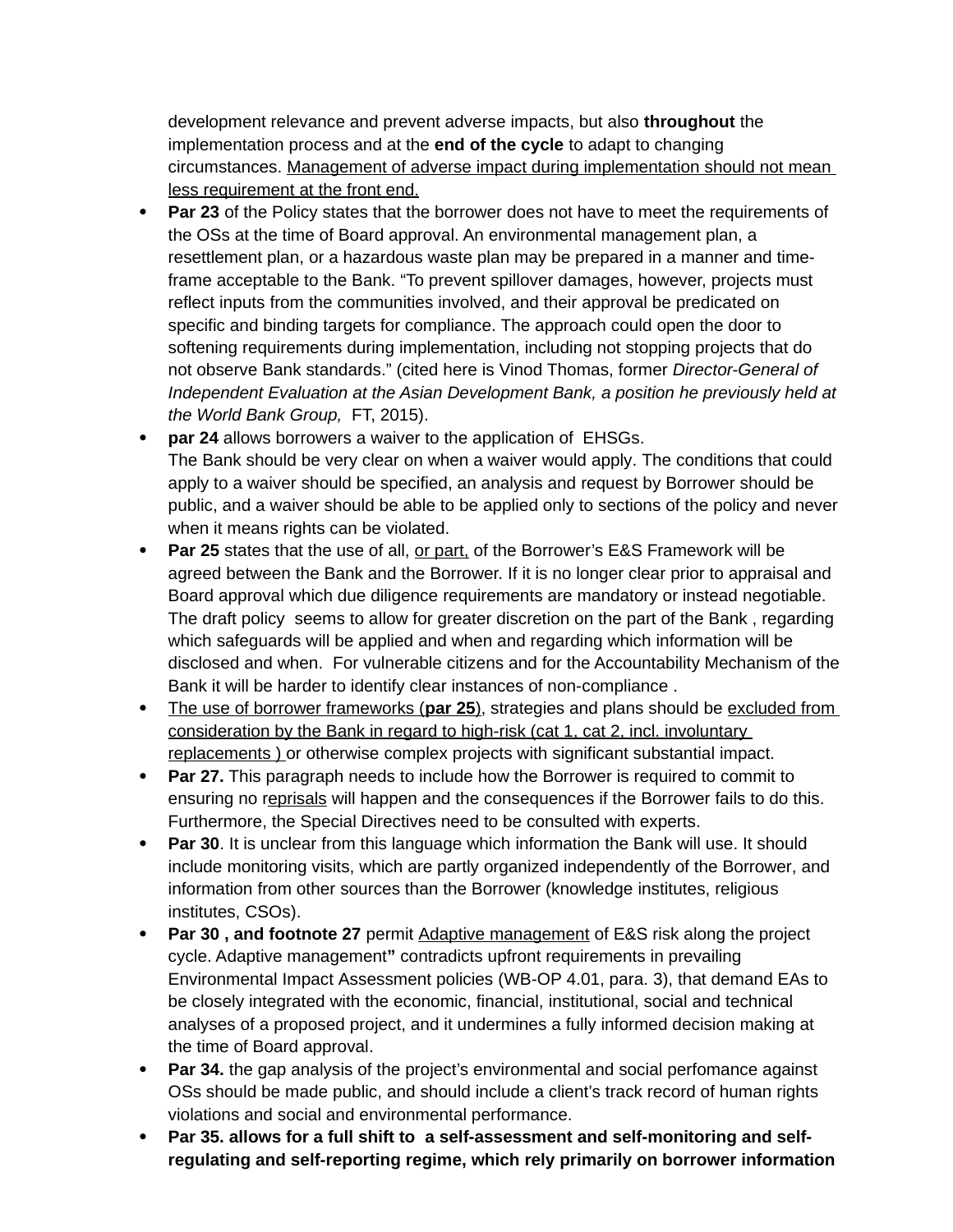development relevance and prevent adverse impacts, but also **throughout** the implementation process and at the **end of the cycle** to adapt to changing circumstances. <u>Management of adverse impact during implementation should not mean less requirement at the front end.</u>

- **Par 23** of the Policy states that the borrower does not have to meet the requirements of the OSs at the time of Board approval. An environmental management plan, a resettlement plan, or a hazardous waste plan may be prepared in a manner and time-frame acceptable to the Bank. "To prevent spillover damages, however, projects must reflect inputs from the communities involved, and their approval be predicated on specific and binding targets for compliance. The approach could open the door to softening requirements during implementation, including not stopping projects that do not observe Bank standards." (cited here is Vinod Thomas, former *Director-General of Independent Evaluation at the Asian Development Bank, a position he previously held at the World Bank Group,* FT, 2015).
- **par 24** allows borrowers a waiver to the application of EHSGs.
  The Bank should be very clear on when a waiver would apply. The conditions that could apply to a waiver should be specified, an analysis and request by Borrower should be public, and a waiver should be able to be applied only to sections of the policy and never when it means rights can be violated.
- **Par 25** states that the use of all, <u>or part,</u> of the Borrower's E&S Framework will be agreed between the Bank and the Borrower. If it is no longer clear prior to appraisal and Board approval which due diligence requirements are mandatory or instead negotiable. The draft policy seems to allow for greater discretion on the part of the Bank , regarding which safeguards will be applied and when and regarding which information will be disclosed and when. For vulnerable citizens and for the Accountability Mechanism of the Bank it will be harder to identify clear instances of non-compliance .
- <u>The use of borrower frameworks (**par 25**)</u>, strategies and plans should be <u>excluded from consideration by the Bank in regard to high-risk (cat 1, cat 2, incl. involuntary replacements )</u> or otherwise complex projects with significant substantial impact.
- **Par 27.** This paragraph needs to include how the Borrower is required to commit to ensuring no r<u>eprisals</u> will happen and the consequences if the Borrower fails to do this. Furthermore, the Special Directives need to be consulted with experts.
- **Par 30**. It is unclear from this language which information the Bank will use. It should include monitoring visits, which are partly organized independently of the Borrower, and information from other sources than the Borrower (knowledge institutes, religious institutes, CSOs).
- **Par 30 , and footnote 27** permit <u>Adaptive management</u> of E&S risk along the project cycle. Adaptive management**"** contradicts upfront requirements in prevailing Environmental Impact Assessment policies (WB-OP 4.01, para. 3), that demand EAs to be closely integrated with the economic, financial, institutional, social and technical analyses of a proposed project, and it undermines a fully informed decision making at the time of Board approval.
- **Par 34.** the gap analysis of the project's environmental and social perfomance against OSs should be made public, and should include a client's track record of human rights violations and social and environmental performance.
- **Par 35. allows for a full shift to a self-assessment and self-monitoring and self-regulating and self-reporting regime, which rely primarily on borrower information**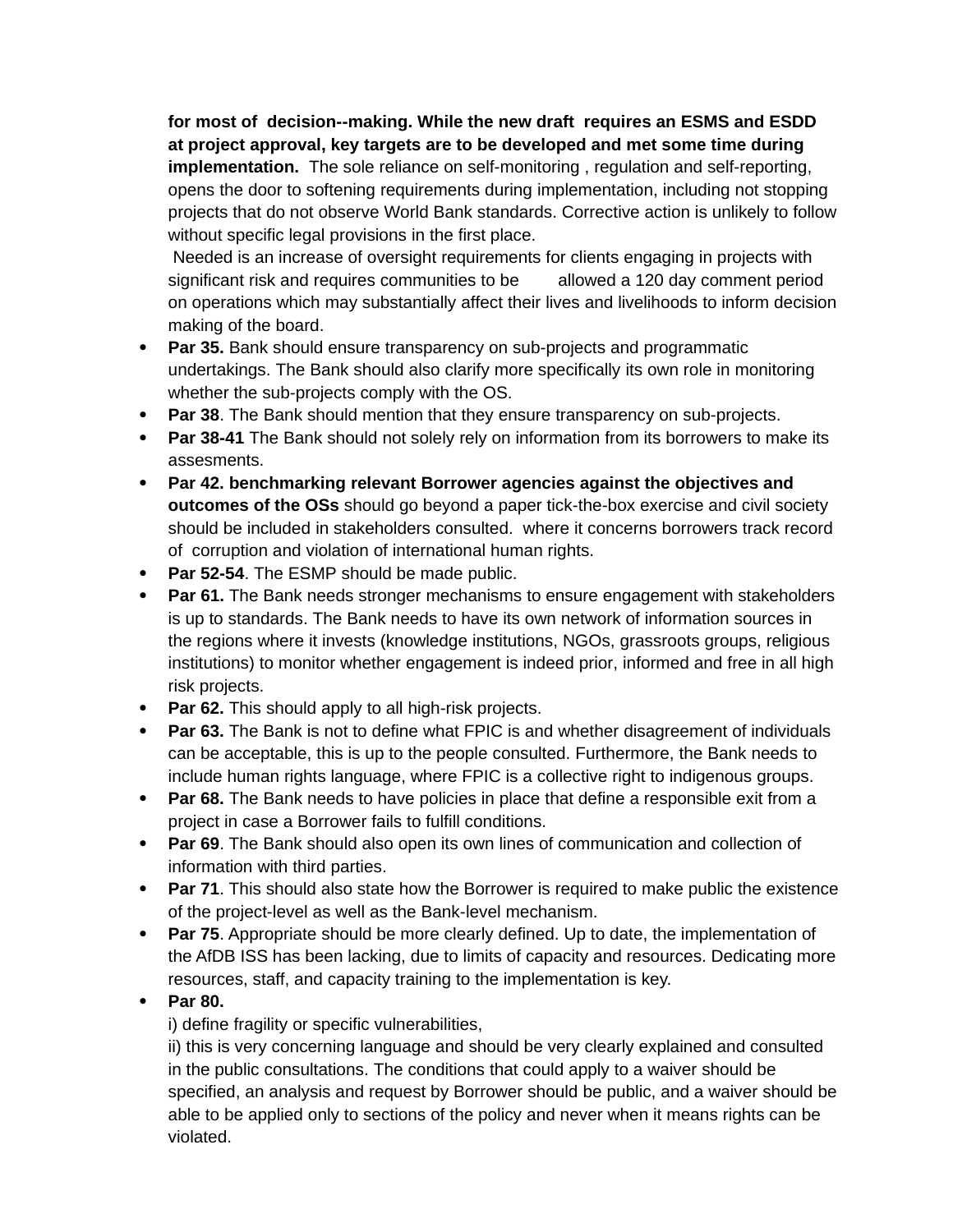**for most of decision--making. While the new draft requires an ESMS and ESDD at project approval, key targets are to be developed and met some time during implementation.** The sole reliance on self-monitoring , regulation and self-reporting, opens the door to softening requirements during implementation, including not stopping projects that do not observe World Bank standards. Corrective action is unlikely to follow without specific legal provisions in the first place.

Needed is an increase of oversight requirements for clients engaging in projects with significant risk and requires communities to be allowed a 120 day comment period on operations which may substantially affect their lives and livelihoods to inform decision making of the board.

- **Par 35.** Bank should ensure transparency on sub-projects and programmatic undertakings. The Bank should also clarify more specifically its own role in monitoring whether the sub-projects comply with the OS.
- **Par 38**. The Bank should mention that they ensure transparency on sub-projects.
- **Par 38-41** The Bank should not solely rely on information from its borrowers to make its assesments.
- **Par 42. benchmarking relevant Borrower agencies against the objectives and outcomes of the OSs** should go beyond a paper tick-the-box exercise and civil society should be included in stakeholders consulted. where it concerns borrowers track record of corruption and violation of international human rights.
- **Par 52-54**. The ESMP should be made public.
- **Par 61.** The Bank needs stronger mechanisms to ensure engagement with stakeholders is up to standards. The Bank needs to have its own network of information sources in the regions where it invests (knowledge institutions, NGOs, grassroots groups, religious institutions) to monitor whether engagement is indeed prior, informed and free in all high risk projects.
- **Par 62.** This should apply to all high-risk projects.
- **Par 63.** The Bank is not to define what FPIC is and whether disagreement of individuals can be acceptable, this is up to the people consulted. Furthermore, the Bank needs to include human rights language, where FPIC is a collective right to indigenous groups.
- **Par 68.** The Bank needs to have policies in place that define a responsible exit from a project in case a Borrower fails to fulfill conditions.
- **Par 69**. The Bank should also open its own lines of communication and collection of information with third parties.
- **Par 71**. This should also state how the Borrower is required to make public the existence of the project-level as well as the Bank-level mechanism.
- **Par 75**. Appropriate should be more clearly defined. Up to date, the implementation of the AfDB ISS has been lacking, due to limits of capacity and resources. Dedicating more resources, staff, and capacity training to the implementation is key.
- **Par 80.**
  i) define fragility or specific vulnerabilities,
  ii) this is very concerning language and should be very clearly explained and consulted in the public consultations. The conditions that could apply to a waiver should be specified, an analysis and request by Borrower should be public, and a waiver should be able to be applied only to sections of the policy and never when it means rights can be violated.